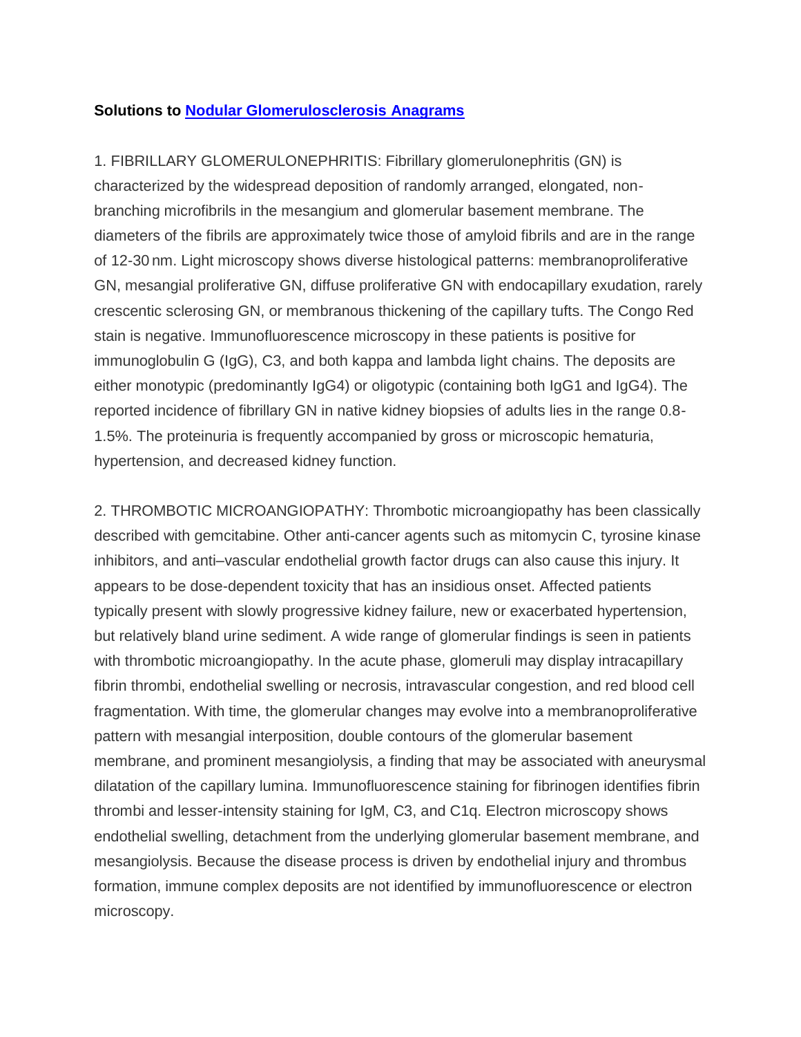**Solutions to [Nodular Glomerulosclerosis Anagrams]()**

1. FIBRILLARY GLOMERULONEPHRITIS: Fibrillary glomerulonephritis (GN) is characterized by the widespread deposition of randomly arranged, elongated, non-branching microfibrils in the mesangium and glomerular basement membrane. The diameters of the fibrils are approximately twice those of amyloid fibrils and are in the range of 12-30 nm. Light microscopy shows diverse histological patterns: membranoproliferative GN, mesangial proliferative GN, diffuse proliferative GN with endocapillary exudation, rarely crescentic sclerosing GN, or membranous thickening of the capillary tufts. The Congo Red stain is negative. Immunofluorescence microscopy in these patients is positive for immunoglobulin G (IgG), C3, and both kappa and lambda light chains. The deposits are either monotypic (predominantly IgG4) or oligotypic (containing both IgG1 and IgG4). The reported incidence of fibrillary GN in native kidney biopsies of adults lies in the range 0.8-1.5%. The proteinuria is frequently accompanied by gross or microscopic hematuria, hypertension, and decreased kidney function.

2. THROMBOTIC MICROANGIOPATHY: Thrombotic microangiopathy has been classically described with gemcitabine. Other anti-cancer agents such as mitomycin C, tyrosine kinase inhibitors, and anti–vascular endothelial growth factor drugs can also cause this injury. It appears to be dose-dependent toxicity that has an insidious onset. Affected patients typically present with slowly progressive kidney failure, new or exacerbated hypertension, but relatively bland urine sediment. A wide range of glomerular findings is seen in patients with thrombotic microangiopathy. In the acute phase, glomeruli may display intracapillary fibrin thrombi, endothelial swelling or necrosis, intravascular congestion, and red blood cell fragmentation. With time, the glomerular changes may evolve into a membranoproliferative pattern with mesangial interposition, double contours of the glomerular basement membrane, and prominent mesangiolysis, a finding that may be associated with aneurysmal dilatation of the capillary lumina. Immunofluorescence staining for fibrinogen identifies fibrin thrombi and lesser-intensity staining for IgM, C3, and C1q. Electron microscopy shows endothelial swelling, detachment from the underlying glomerular basement membrane, and mesangiolysis. Because the disease process is driven by endothelial injury and thrombus formation, immune complex deposits are not identified by immunofluorescence or electron microscopy.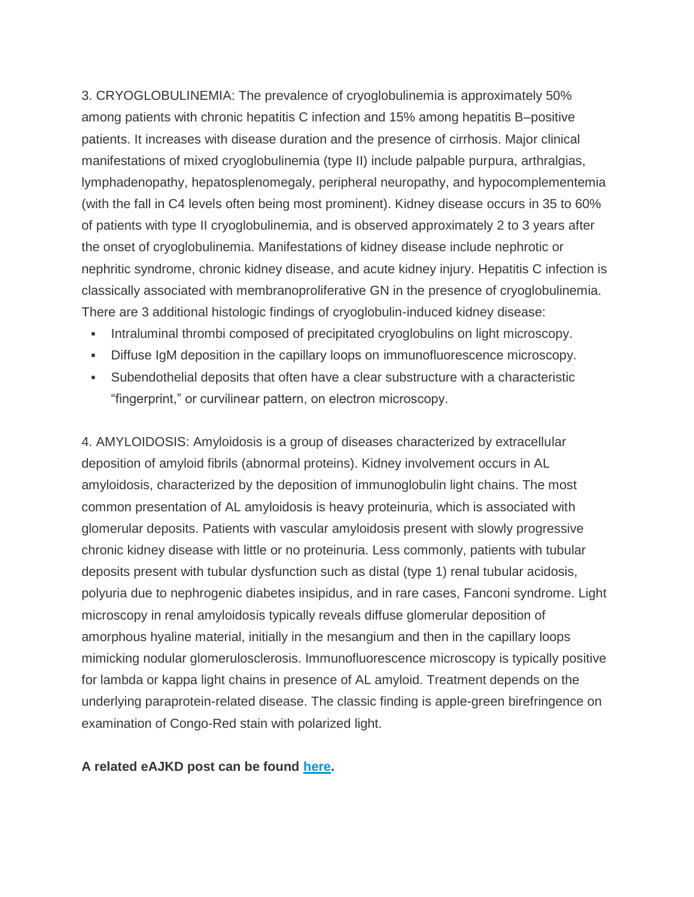3. CRYOGLOBULINEMIA: The prevalence of cryoglobulinemia is approximately 50% among patients with chronic hepatitis C infection and 15% among hepatitis B–positive patients. It increases with disease duration and the presence of cirrhosis. Major clinical manifestations of mixed cryoglobulinemia (type II) include palpable purpura, arthralgias, lymphadenopathy, hepatosplenomegaly, peripheral neuropathy, and hypocomplementemia (with the fall in C4 levels often being most prominent). Kidney disease occurs in 35 to 60% of patients with type II cryoglobulinemia, and is observed approximately 2 to 3 years after the onset of cryoglobulinemia. Manifestations of kidney disease include nephrotic or nephritic syndrome, chronic kidney disease, and acute kidney injury. Hepatitis C infection is classically associated with membranoproliferative GN in the presence of cryoglobulinemia. There are 3 additional histologic findings of cryoglobulin-induced kidney disease:

- Intraluminal thrombi composed of precipitated cryoglobulins on light microscopy.
- Diffuse IgM deposition in the capillary loops on immunofluorescence microscopy.
- Subendothelial deposits that often have a clear substructure with a characteristic "fingerprint," or curvilinear pattern, on electron microscopy.

4. AMYLOIDOSIS: Amyloidosis is a group of diseases characterized by extracellular deposition of amyloid fibrils (abnormal proteins). Kidney involvement occurs in AL amyloidosis, characterized by the deposition of immunoglobulin light chains. The most common presentation of AL amyloidosis is heavy proteinuria, which is associated with glomerular deposits. Patients with vascular amyloidosis present with slowly progressive chronic kidney disease with little or no proteinuria. Less commonly, patients with tubular deposits present with tubular dysfunction such as distal (type 1) renal tubular acidosis, polyuria due to nephrogenic diabetes insipidus, and in rare cases, Fanconi syndrome. Light microscopy in renal amyloidosis typically reveals diffuse glomerular deposition of amorphous hyaline material, initially in the mesangium and then in the capillary loops mimicking nodular glomerulosclerosis. Immunofluorescence microscopy is typically positive for lambda or kappa light chains in presence of AL amyloid. Treatment depends on the underlying paraprotein-related disease. The classic finding is apple-green birefringence on examination of Congo-Red stain with polarized light.

**A related eAJKD post can be found [here](#).**